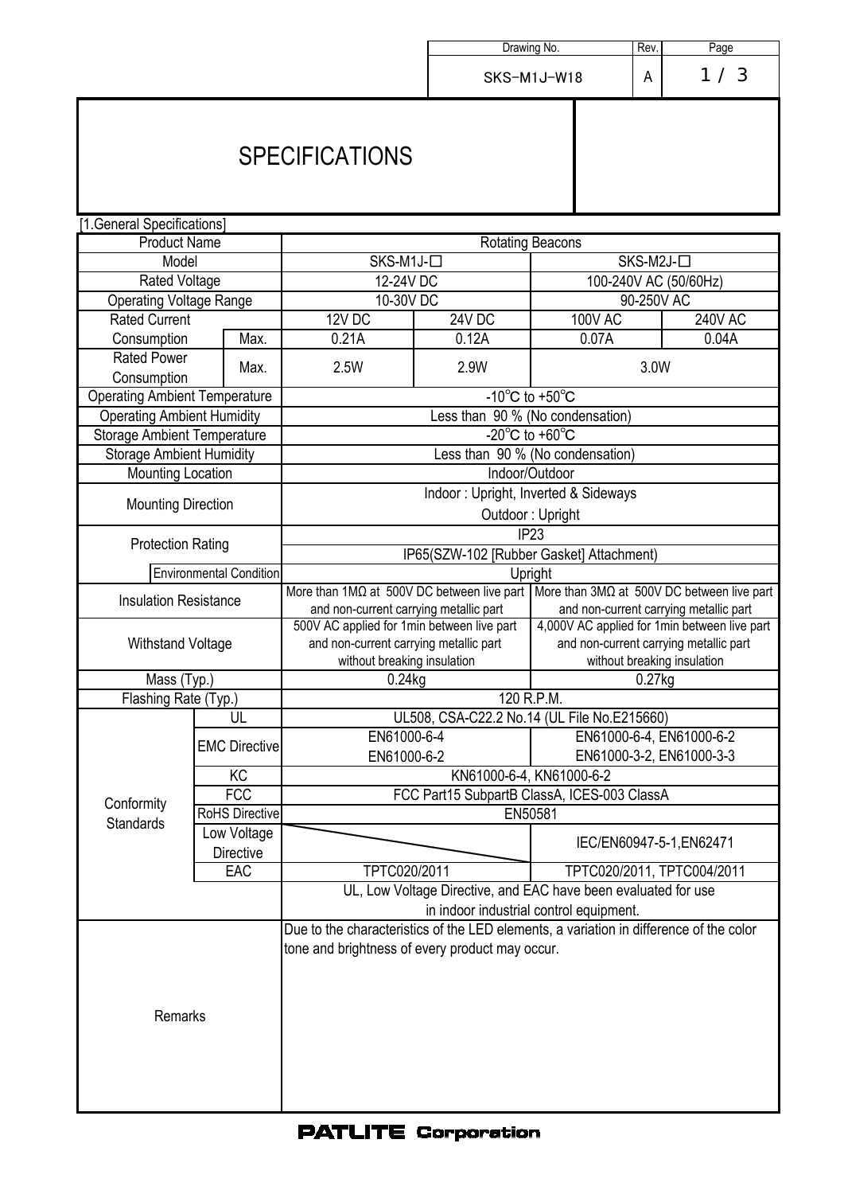| Drawing No. | Rev. |
|---|---|
| SKS-M1J-W18 | A |

# SPECIFICATIONS

[1.General Specifications]

| | | | | | |
|---|---|---|---|---|---|
| Product Name | | Rotating Beacons | | | |
| Model | | SKS-M1J-□ | | SKS-M2J-□ | |
| Rated Voltage | | 12-24V DC | | 100-240V AC (50/60Hz) | |
| Operating Voltage Range | | 10-30V DC | | 90-250V AC | |
| Rated Current | | 12V DC | 24V DC | 100V AC | 240V AC |
| Consumption | Max. | 0.21A | 0.12A | 0.07A | 0.04A |
| Rated Power Consumption | Max. | 2.5W | 2.9W | 3.0W | |
| Operating Ambient Temperature | | -10℃ to +50℃ | | | |
| Operating Ambient Humidity | | Less than 90 % (No condensation) | | | |
| Storage Ambient Temperature | | -20℃ to +60℃ | | | |
| Storage Ambient Humidity | | Less than 90 % (No condensation) | | | |
| Mounting Location | | Indoor/Outdoor | | | |
| Mounting Direction | | Indoor : Upright, Inverted & Sideways<br>Outdoor : Upright | | | |
| Protection Rating | | IP23<br>IP65(SZW-102 [Rubber Gasket] Attachment) | | | |
| | Environmental Condition | Upright | | | |
| Insulation Resistance | | More than 1MΩ at 500V DC between live part and non-current carrying metallic part | | More than 3MΩ at 500V DC between live part and non-current carrying metallic part | |
| Withstand Voltage | | 500V AC applied for 1min between live part and non-current carrying metallic part without breaking insulation | | 4,000V AC applied for 1min between live part and non-current carrying metallic part without breaking insulation | |
| Mass (Typ.) | | 0.24kg | | 0.27kg | |
| Flashing Rate (Typ.) | | 120 R.P.M. | | | |
| Conformity Standards | UL | UL508, CSA-C22.2 No.14 (UL File No.E215660) | | | |
| | EMC Directive | EN61000-6-4<br>EN61000-6-2 | | EN61000-6-4, EN61000-6-2<br>EN61000-3-2, EN61000-3-3 | |
| | KC | KN61000-6-4, KN61000-6-2 | | | |
| | FCC | FCC Part15 SubpartB ClassA, ICES-003 ClassA | | | |
| | RoHS Directive | EN50581 | | | |
| | Low Voltage Directive | | | IEC/EN60947-5-1,EN62471 | |
| | EAC | TPTC020/2011 | | TPTC020/2011, TPTC004/2011 | |
| | | UL, Low Voltage Directive, and EAC have been evaluated for use in indoor industrial control equipment. | | | |
| Remarks | | Due to the characteristics of the LED elements, a variation in difference of the color tone and brightness of every product may occur. | | | |

**PATLITE Corporation**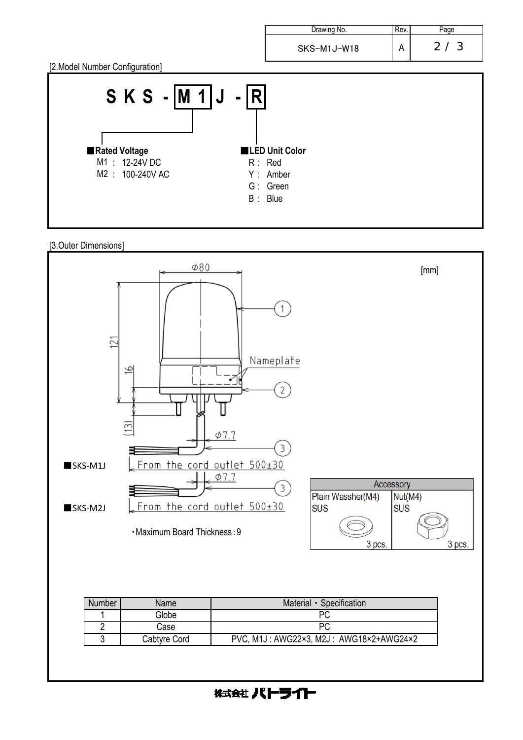| Drawing No. | Rev. |
| --- | --- |
| SKS-M1J-W18 | A |

[2.Model Number Configuration]

**S K S - M 1 J - R**

■**Rated Voltage**

M1 : 12-24V DC
M2 : 100-240V AC

■**LED Unit Color**

R : Red
Y : Amber
G : Green
B : Blue

[3.Outer Dimensions]

[mm]

φ80

121

16

(13)

Nameplate

φ7.7

■SKS-M1J From the cord outlet 500±30

φ7.7

■SKS-M2J From the cord outlet 500±30

・Maximum Board Thickness : 9

| Accessory | |
| --- | --- |
| Plain Wassher(M4) SUS | Nut(M4) SUS |
| 3 pcs. | 3 pcs. |

| Number | Name | Material ・ Specification |
| --- | --- | --- |
| 1 | Globe | PC |
| 2 | Case | PC |
| 3 | Cabtyre Cord | PVC, M1J : AWG22×3, M2J : AWG18×2+AWG24×2 |

株式会社 パトライト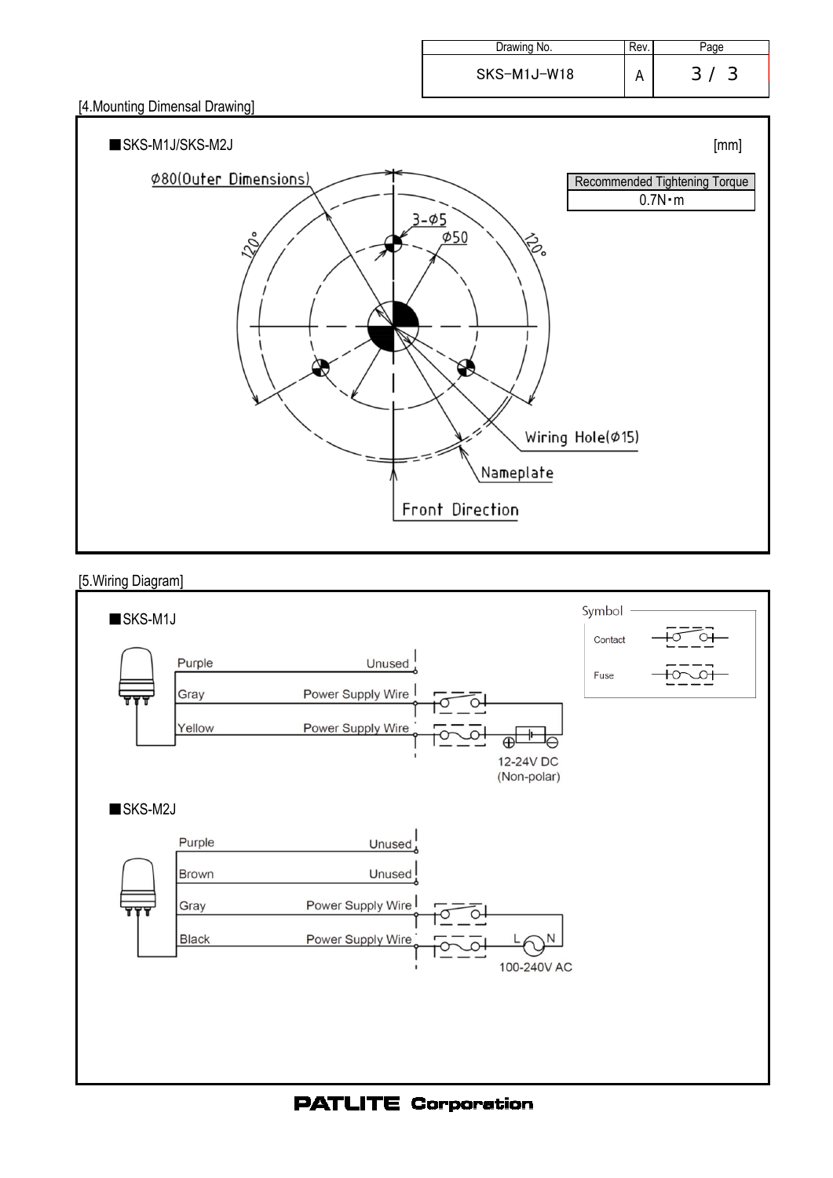## [4.Mounting Dimensal Drawing]

■SKS-M1J/SKS-M2J

[mm]

| Recommended Tightening Torque |
|---|
| 0.7N・m |

φ80(Outer Dimensions)

3-φ5

φ50

120°

120°

Wiring Hole(φ15)

Nameplate

Front Direction

## [5.Wiring Diagram]

■SKS-M1J

Purple — Unused

Gray — Power Supply Wire

Yellow — Power Supply Wire

12-24V DC
(Non-polar)

■SKS-M2J

Purple — Unused

Brown — Unused

Gray — Power Supply Wire

Black — Power Supply Wire

L N

100-240V AC

Symbol

Contact

Fuse